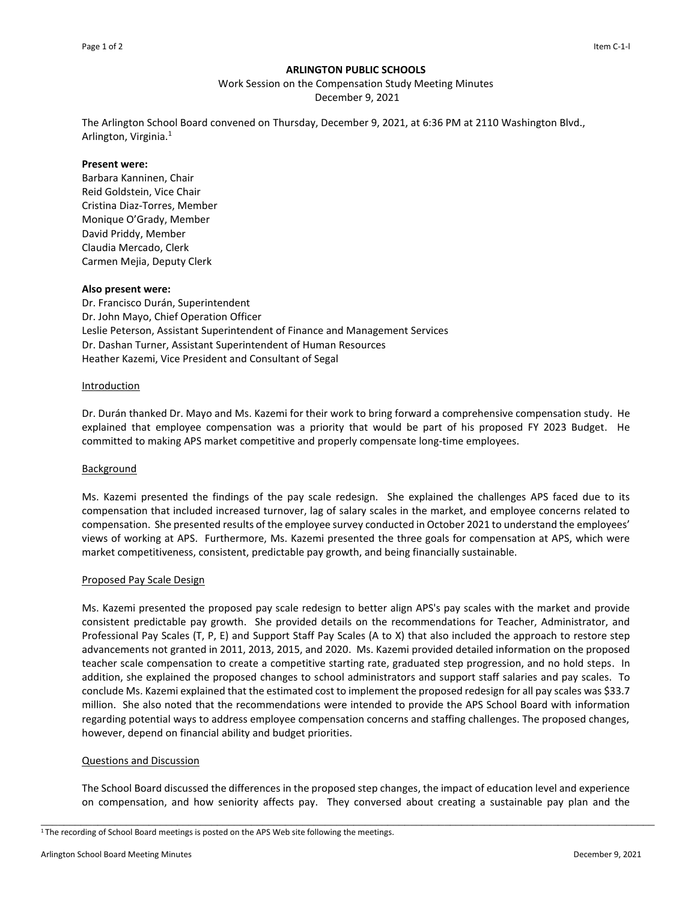**ARLINGTON PUBLIC SCHOOLS**

Work Session on the Compensation Study Meeting Minutes

December 9, 2021

The Arlington School Board convened on Thursday, December 9, 2021, at 6:36 PM at 2110 Washington Blvd., Arlington, Virginia.[1]

**Present were:**

Barbara Kanninen, Chair
Reid Goldstein, Vice Chair
Cristina Diaz-Torres, Member
Monique O'Grady, Member
David Priddy, Member
Claudia Mercado, Clerk
Carmen Mejia, Deputy Clerk

**Also present were:**

Dr. Francisco Durán, Superintendent
Dr. John Mayo, Chief Operation Officer
Leslie Peterson, Assistant Superintendent of Finance and Management Services
Dr. Dashan Turner, Assistant Superintendent of Human Resources
Heather Kazemi, Vice President and Consultant of Segal

Introduction

Dr. Durán thanked Dr. Mayo and Ms. Kazemi for their work to bring forward a comprehensive compensation study. He explained that employee compensation was a priority that would be part of his proposed FY 2023 Budget. He committed to making APS market competitive and properly compensate long-time employees.

Background

Ms. Kazemi presented the findings of the pay scale redesign. She explained the challenges APS faced due to its compensation that included increased turnover, lag of salary scales in the market, and employee concerns related to compensation. She presented results of the employee survey conducted in October 2021 to understand the employees' views of working at APS. Furthermore, Ms. Kazemi presented the three goals for compensation at APS, which were market competitiveness, consistent, predictable pay growth, and being financially sustainable.

Proposed Pay Scale Design

Ms. Kazemi presented the proposed pay scale redesign to better align APS's pay scales with the market and provide consistent predictable pay growth. She provided details on the recommendations for Teacher, Administrator, and Professional Pay Scales (T, P, E) and Support Staff Pay Scales (A to X) that also included the approach to restore step advancements not granted in 2011, 2013, 2015, and 2020. Ms. Kazemi provided detailed information on the proposed teacher scale compensation to create a competitive starting rate, graduated step progression, and no hold steps. In addition, she explained the proposed changes to school administrators and support staff salaries and pay scales. To conclude Ms. Kazemi explained that the estimated cost to implement the proposed redesign for all pay scales was $33.7 million. She also noted that the recommendations were intended to provide the APS School Board with information regarding potential ways to address employee compensation concerns and staffing challenges. The proposed changes, however, depend on financial ability and budget priorities.

Questions and Discussion

The School Board discussed the differences in the proposed step changes, the impact of education level and experience on compensation, and how seniority affects pay. They conversed about creating a sustainable pay plan and the

[1] The recording of School Board meetings is posted on the APS Web site following the meetings.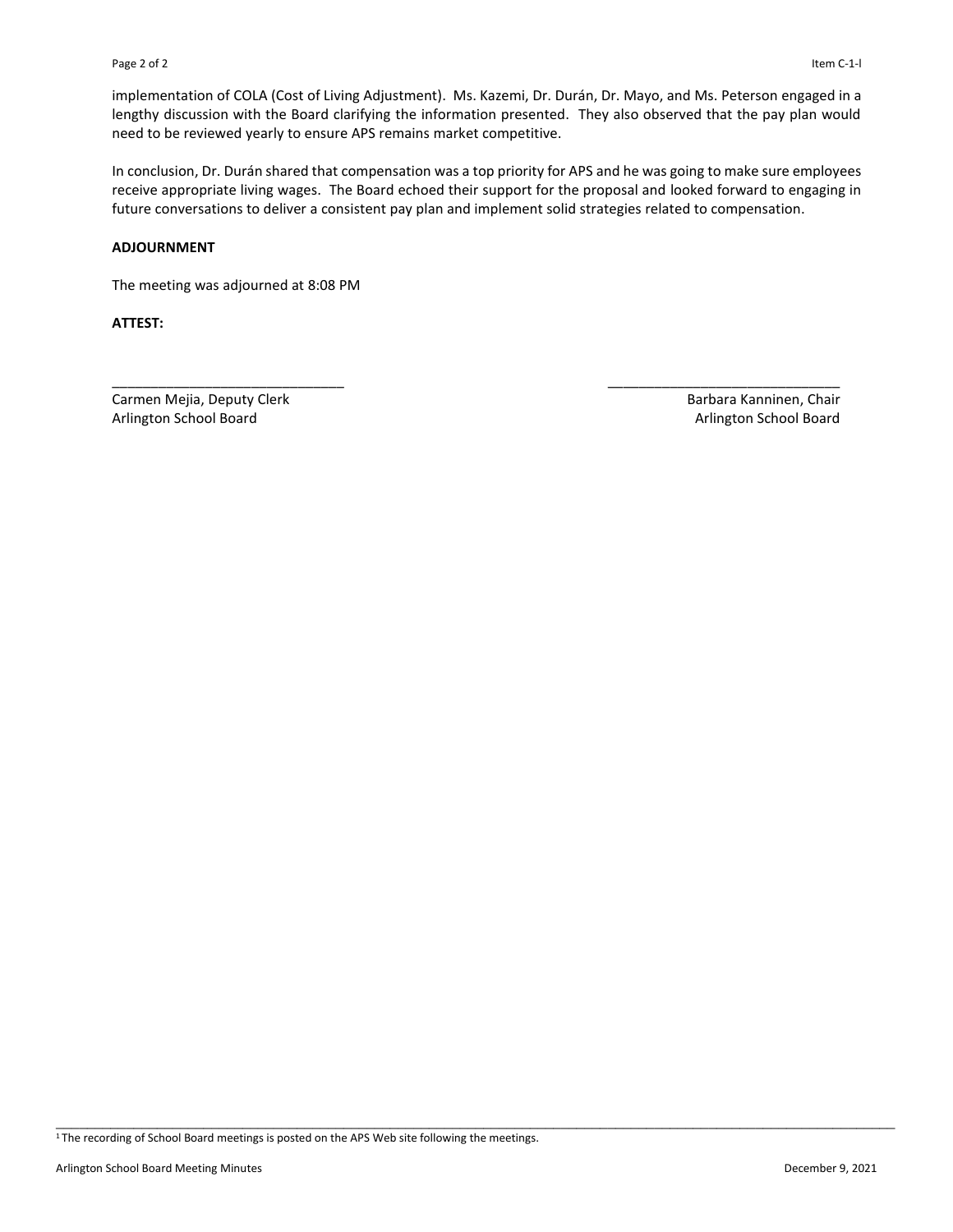implementation of COLA (Cost of Living Adjustment). Ms. Kazemi, Dr. Durán, Dr. Mayo, and Ms. Peterson engaged in a lengthy discussion with the Board clarifying the information presented. They also observed that the pay plan would need to be reviewed yearly to ensure APS remains market competitive.

In conclusion, Dr. Durán shared that compensation was a top priority for APS and he was going to make sure employees receive appropriate living wages. The Board echoed their support for the proposal and looked forward to engaging in future conversations to deliver a consistent pay plan and implement solid strategies related to compensation.

**ADJOURNMENT**

The meeting was adjourned at 8:08 PM

**ATTEST:**

______________________________
Carmen Mejia, Deputy Clerk
Arlington School Board

______________________________
Barbara Kanninen, Chair
Arlington School Board

[1] The recording of School Board meetings is posted on the APS Web site following the meetings.